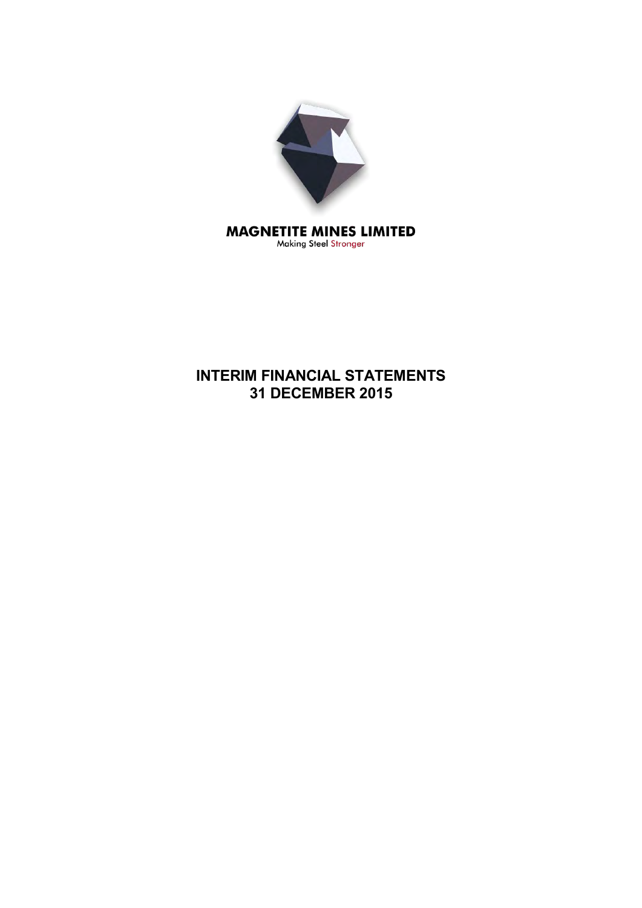**MAGNETITE MINES LIMITED**

Making Steel Stronger

# INTERIM FINANCIAL STATEMENTS
# 31 DECEMBER 2015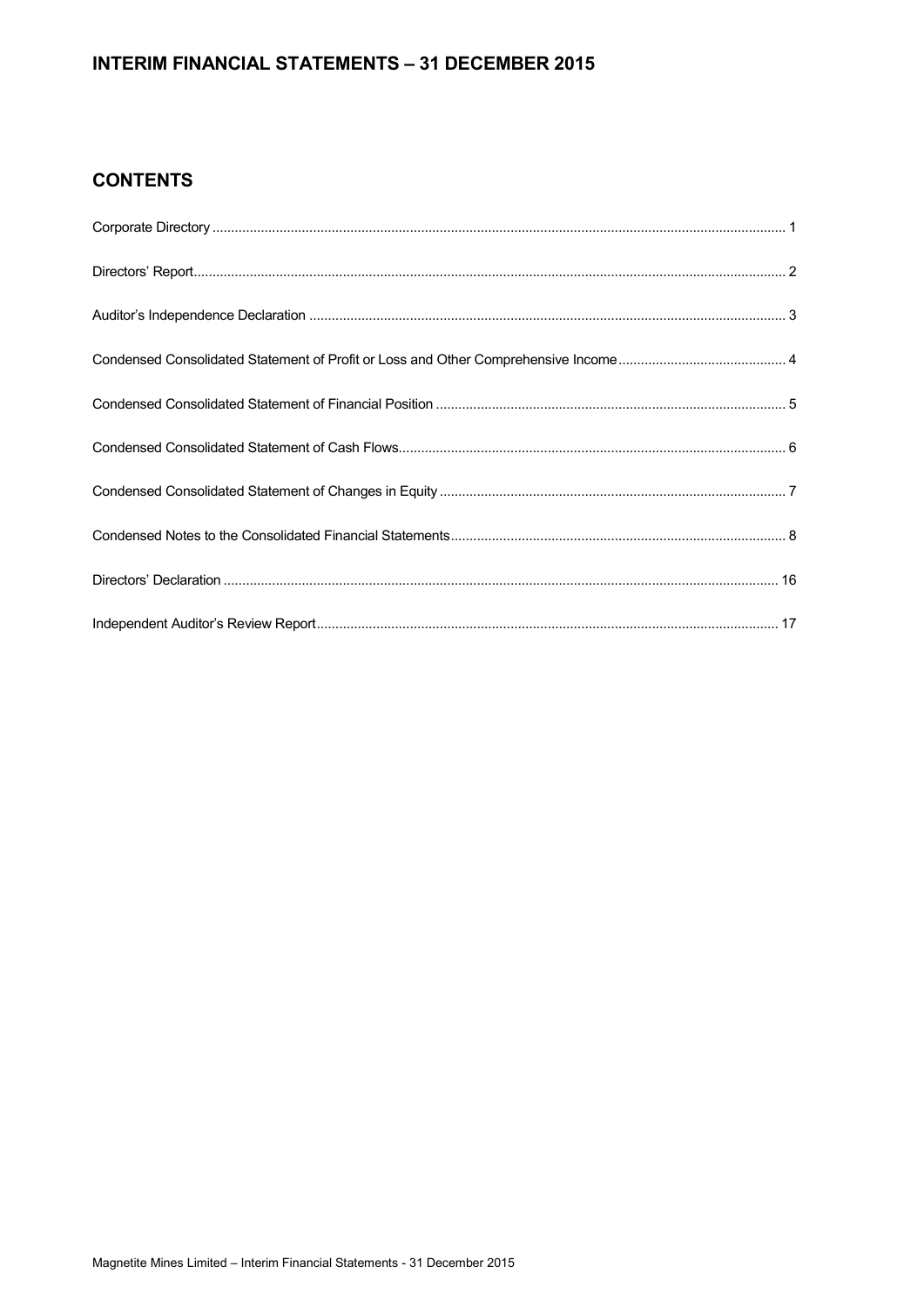# INTERIM FINANCIAL STATEMENTS – 31 DECEMBER 2015

## CONTENTS

Corporate Directory ........ 1

Directors' Report ........ 2

Auditor's Independence Declaration ........ 3

Condensed Consolidated Statement of Profit or Loss and Other Comprehensive Income ........ 4

Condensed Consolidated Statement of Financial Position ........ 5

Condensed Consolidated Statement of Cash Flows ........ 6

Condensed Consolidated Statement of Changes in Equity ........ 7

Condensed Notes to the Consolidated Financial Statements ........ 8

Directors' Declaration ........ 16

Independent Auditor's Review Report ........ 17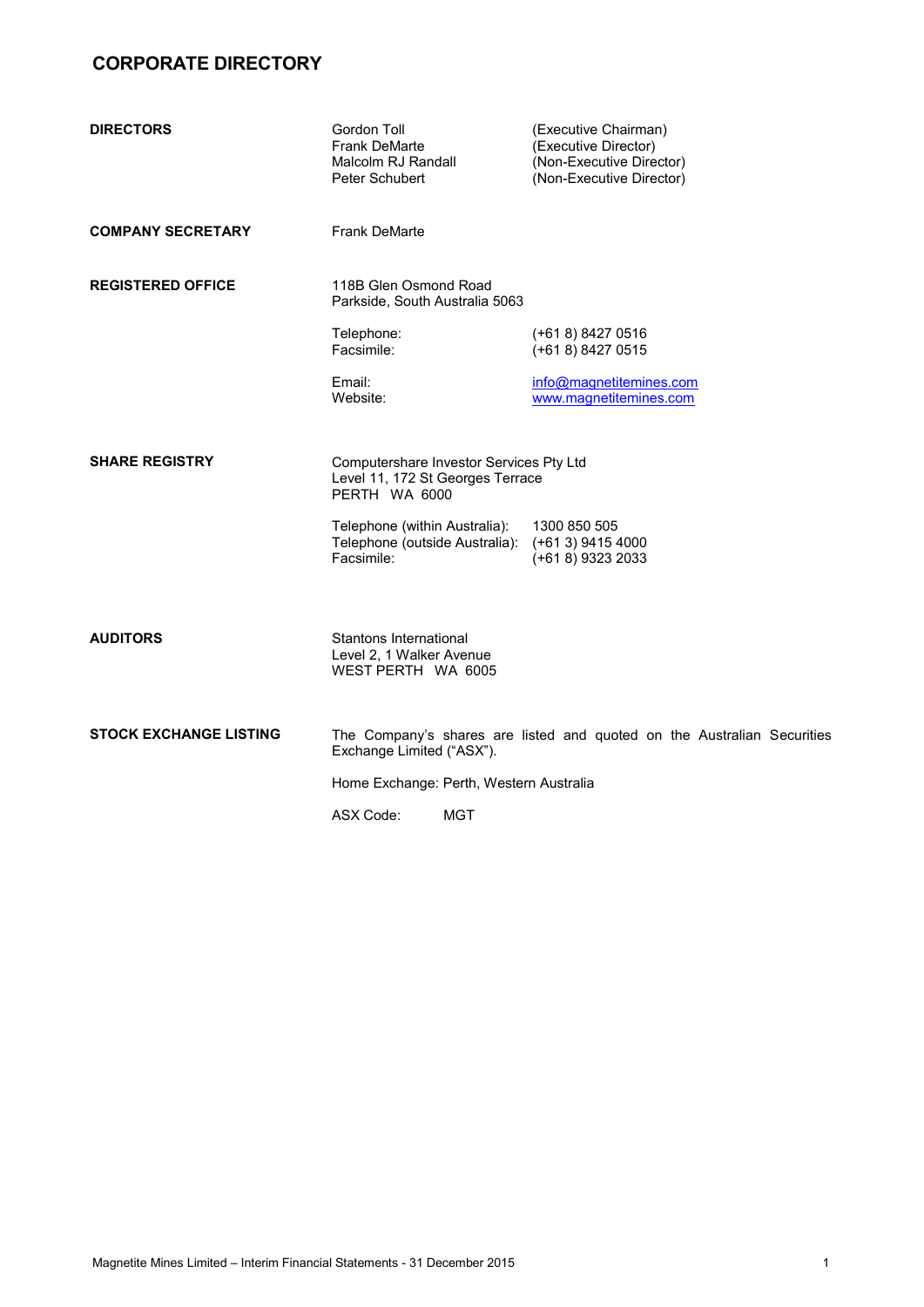# CORPORATE DIRECTORY

| | | |
|---|---|---|
| **DIRECTORS** | Gordon Toll | (Executive Chairman) |
| | Frank DeMarte | (Executive Director) |
| | Malcolm RJ Randall | (Non-Executive Director) |
| | Peter Schubert | (Non-Executive Director) |
| **COMPANY SECRETARY** | Frank DeMarte | |
| **REGISTERED OFFICE** | 118B Glen Osmond Road<br>Parkside, South Australia 5063 | |
| | Telephone: | (+61 8) 8427 0516 |
| | Facsimile: | (+61 8) 8427 0515 |
| | Email: | info@magnetitemines.com |
| | Website: | www.magnetitemines.com |
| **SHARE REGISTRY** | Computershare Investor Services Pty Ltd<br>Level 11, 172 St Georges Terrace<br>PERTH WA 6000 | |
| | Telephone (within Australia): | 1300 850 505 |
| | Telephone (outside Australia): | (+61 3) 9415 4000 |
| | Facsimile: | (+61 8) 9323 2033 |
| **AUDITORS** | Stantons International<br>Level 2, 1 Walker Avenue<br>WEST PERTH WA 6005 | |
| **STOCK EXCHANGE LISTING** | The Company's shares are listed and quoted on the Australian Securities Exchange Limited ("ASX"). | |
| | Home Exchange: Perth, Western Australia | |
| | ASX Code: MGT | |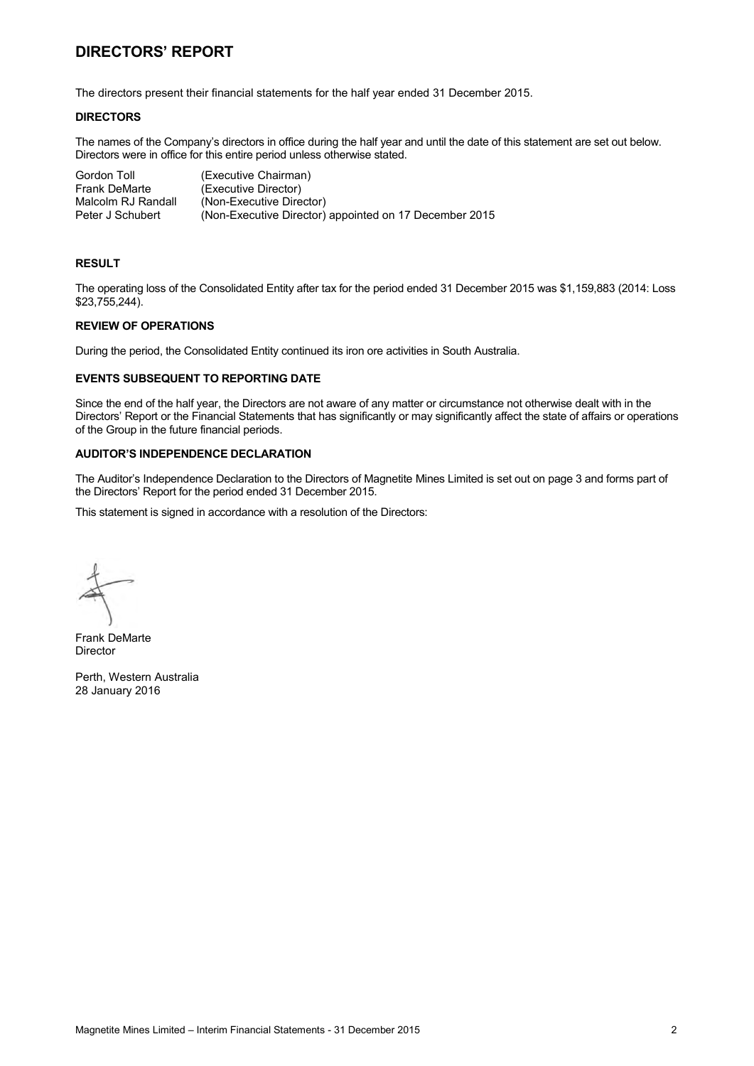# DIRECTORS' REPORT

The directors present their financial statements for the half year ended 31 December 2015.

**DIRECTORS**

The names of the Company's directors in office during the half year and until the date of this statement are set out below. Directors were in office for this entire period unless otherwise stated.

| | |
|---|---|
| Gordon Toll | (Executive Chairman) |
| Frank DeMarte | (Executive Director) |
| Malcolm RJ Randall | (Non-Executive Director) |
| Peter J Schubert | (Non-Executive Director) appointed on 17 December 2015 |

**RESULT**

The operating loss of the Consolidated Entity after tax for the period ended 31 December 2015 was $1,159,883 (2014: Loss $23,755,244).

**REVIEW OF OPERATIONS**

During the period, the Consolidated Entity continued its iron ore activities in South Australia.

**EVENTS SUBSEQUENT TO REPORTING DATE**

Since the end of the half year, the Directors are not aware of any matter or circumstance not otherwise dealt with in the Directors' Report or the Financial Statements that has significantly or may significantly affect the state of affairs or operations of the Group in the future financial periods.

**AUDITOR'S INDEPENDENCE DECLARATION**

The Auditor's Independence Declaration to the Directors of Magnetite Mines Limited is set out on page 3 and forms part of the Directors' Report for the period ended 31 December 2015.

This statement is signed in accordance with a resolution of the Directors:

Frank DeMarte
Director

Perth, Western Australia
28 January 2016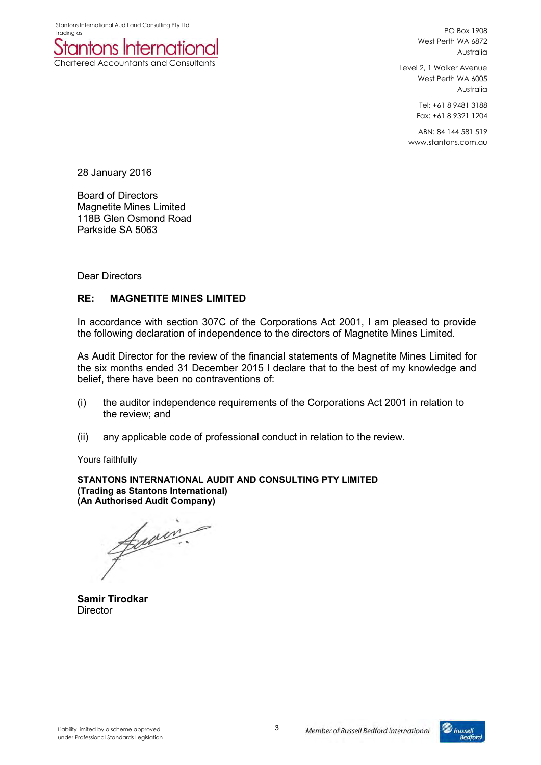Stantons International Audit and Consulting Pty Ltd
trading as
**Stantons International**
Chartered Accountants and Consultants

PO Box 1908
West Perth WA 6872
Australia

Level 2, 1 Walker Avenue
West Perth WA 6005
Australia

Tel: +61 8 9481 3188
Fax: +61 8 9321 1204

ABN: 84 144 581 519
www.stantons.com.au

28 January 2016

Board of Directors
Magnetite Mines Limited
118B Glen Osmond Road
Parkside SA 5063

Dear Directors

**RE: MAGNETITE MINES LIMITED**

In accordance with section 307C of the Corporations Act 2001, I am pleased to provide the following declaration of independence to the directors of Magnetite Mines Limited.

As Audit Director for the review of the financial statements of Magnetite Mines Limited for the six months ended 31 December 2015 I declare that to the best of my knowledge and belief, there have been no contraventions of:

(i) the auditor independence requirements of the Corporations Act 2001 in relation to the review; and

(ii) any applicable code of professional conduct in relation to the review.

Yours faithfully

**STANTONS INTERNATIONAL AUDIT AND CONSULTING PTY LIMITED**
**(Trading as Stantons International)**
**(An Authorised Audit Company)**

**Samir Tirodkar**
Director

Liability limited by a scheme approved under Professional Standards Legislation

*Member of Russell Bedford International*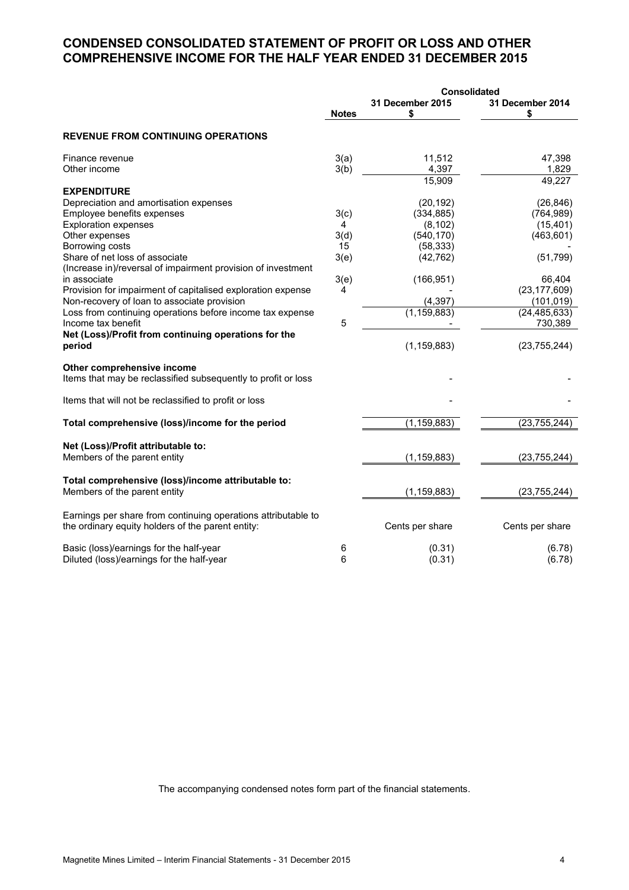# CONDENSED CONSOLIDATED STATEMENT OF PROFIT OR LOSS AND OTHER COMPREHENSIVE INCOME FOR THE HALF YEAR ENDED 31 DECEMBER 2015

| | | Consolidated | |
|---|---|---|---|
| | **Notes** | **31 December 2015 $** | **31 December 2014 $** |
| **REVENUE FROM CONTINUING OPERATIONS** | | | |
| Finance revenue | 3(a) | 11,512 | 47,398 |
| Other income | 3(b) | 4,397 | 1,829 |
| | | 15,909 | 49,227 |
| **EXPENDITURE** | | | |
| Depreciation and amortisation expenses | | (20,192) | (26,846) |
| Employee benefits expenses | 3(c) | (334,885) | (764,989) |
| Exploration expenses | 4 | (8,102) | (15,401) |
| Other expenses | 3(d) | (540,170) | (463,601) |
| Borrowing costs | 15 | (58,333) | - |
| Share of net loss of associate | 3(e) | (42,762) | (51,799) |
| (Increase in)/reversal of impairment provision of investment in associate | 3(e) | (166,951) | 66,404 |
| Provision for impairment of capitalised exploration expense | 4 | - | (23,177,609) |
| Non-recovery of loan to associate provision | | (4,397) | (101,019) |
| Loss from continuing operations before income tax expense | | (1,159,883) | (24,485,633) |
| Income tax benefit | 5 | - | 730,389 |
| **Net (Loss)/Profit from continuing operations for the period** | | (1,159,883) | (23,755,244) |
| **Other comprehensive income** | | | |
| Items that may be reclassified subsequently to profit or loss | | - | - |
| Items that will not be reclassified to profit or loss | | - | - |
| **Total comprehensive (loss)/income for the period** | | (1,159,883) | (23,755,244) |
| **Net (Loss)/Profit attributable to:** | | | |
| Members of the parent entity | | (1,159,883) | (23,755,244) |
| **Total comprehensive (loss)/income attributable to:** | | | |
| Members of the parent entity | | (1,159,883) | (23,755,244) |
| Earnings per share from continuing operations attributable to the ordinary equity holders of the parent entity: | | Cents per share | Cents per share |
| Basic (loss)/earnings for the half-year | 6 | (0.31) | (6.78) |
| Diluted (loss)/earnings for the half-year | 6 | (0.31) | (6.78) |

The accompanying condensed notes form part of the financial statements.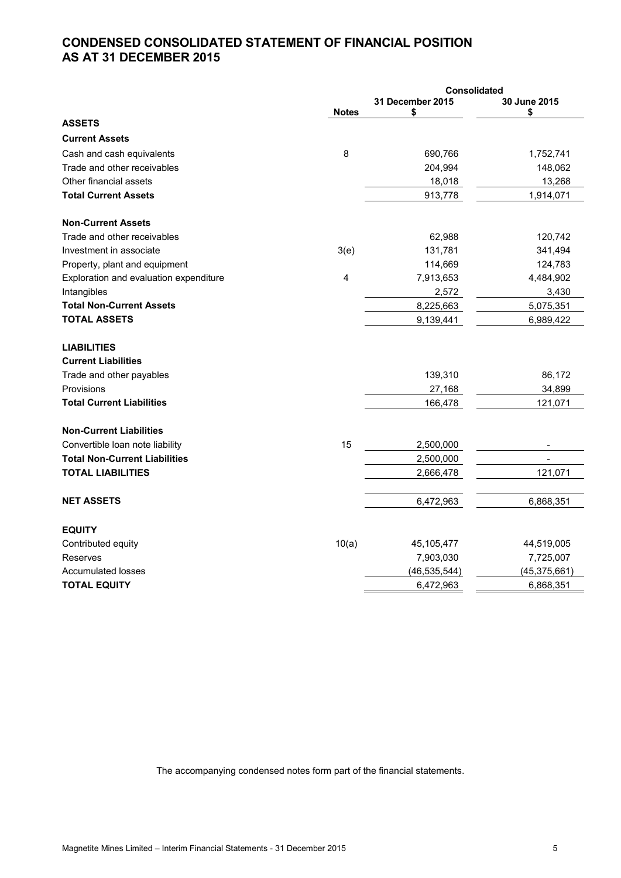# CONDENSED CONSOLIDATED STATEMENT OF FINANCIAL POSITION AS AT 31 DECEMBER 2015

| | Notes | Consolidated 31 December 2015 $ | Consolidated 30 June 2015 $ |
|---|---|---|---|
| **ASSETS** | | | |
| **Current Assets** | | | |
| Cash and cash equivalents | 8 | 690,766 | 1,752,741 |
| Trade and other receivables | | 204,994 | 148,062 |
| Other financial assets | | 18,018 | 13,268 |
| **Total Current Assets** | | 913,778 | 1,914,071 |
| **Non-Current Assets** | | | |
| Trade and other receivables | | 62,988 | 120,742 |
| Investment in associate | 3(e) | 131,781 | 341,494 |
| Property, plant and equipment | | 114,669 | 124,783 |
| Exploration and evaluation expenditure | 4 | 7,913,653 | 4,484,902 |
| Intangibles | | 2,572 | 3,430 |
| **Total Non-Current Assets** | | 8,225,663 | 5,075,351 |
| **TOTAL ASSETS** | | 9,139,441 | 6,989,422 |
| **LIABILITIES** | | | |
| **Current Liabilities** | | | |
| Trade and other payables | | 139,310 | 86,172 |
| Provisions | | 27,168 | 34,899 |
| **Total Current Liabilities** | | 166,478 | 121,071 |
| **Non-Current Liabilities** | | | |
| Convertible loan note liability | 15 | 2,500,000 | - |
| **Total Non-Current Liabilities** | | 2,500,000 | - |
| **TOTAL LIABILITIES** | | 2,666,478 | 121,071 |
| **NET ASSETS** | | 6,472,963 | 6,868,351 |
| **EQUITY** | | | |
| Contributed equity | 10(a) | 45,105,477 | 44,519,005 |
| Reserves | | 7,903,030 | 7,725,007 |
| Accumulated losses | | (46,535,544) | (45,375,661) |
| **TOTAL EQUITY** | | 6,472,963 | 6,868,351 |

The accompanying condensed notes form part of the financial statements.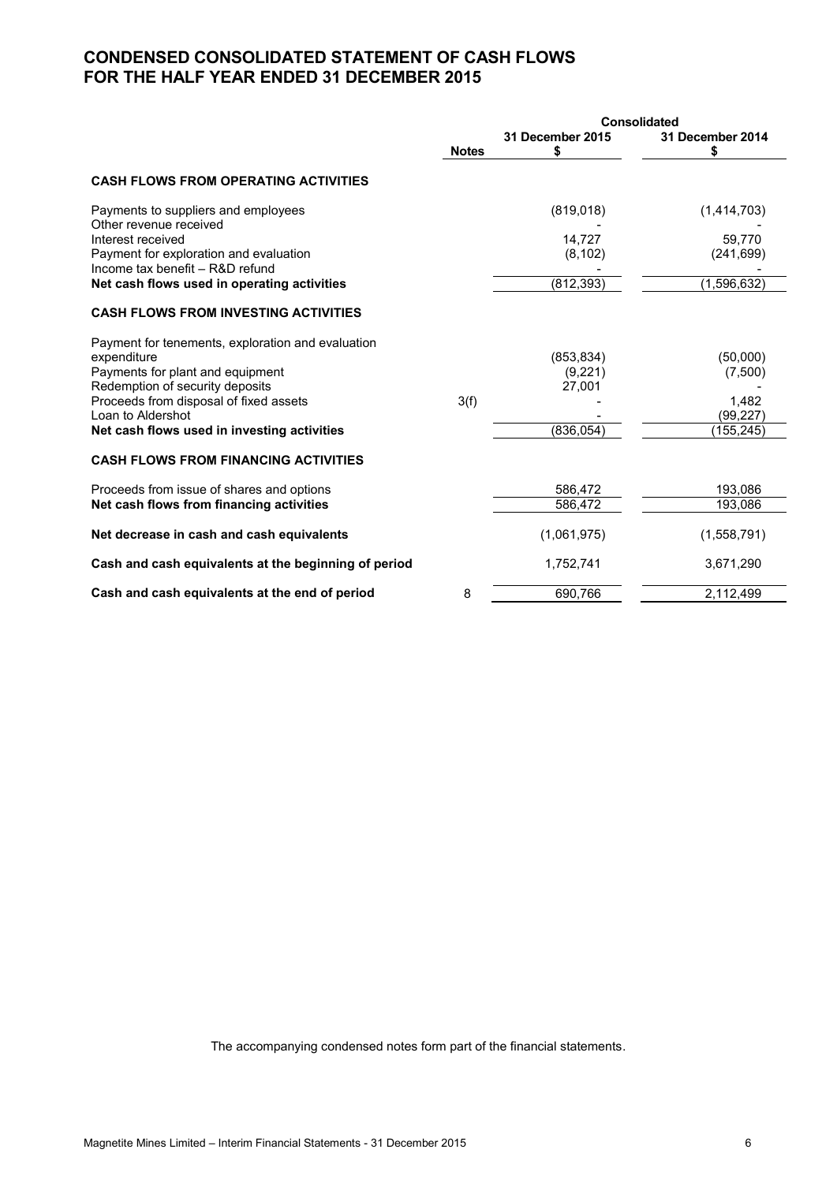# CONDENSED CONSOLIDATED STATEMENT OF CASH FLOWS
# FOR THE HALF YEAR ENDED 31 DECEMBER 2015

| | Notes | Consolidated 31 December 2015 $ | 31 December 2014 $ |
|---|---|---|---|
| **CASH FLOWS FROM OPERATING ACTIVITIES** | | | |
| Payments to suppliers and employees | | (819,018) | (1,414,703) |
| Other revenue received | | - | - |
| Interest received | | 14,727 | 59,770 |
| Payment for exploration and evaluation | | (8,102) | (241,699) |
| Income tax benefit – R&D refund | | - | - |
| **Net cash flows used in operating activities** | | (812,393) | (1,596,632) |
| **CASH FLOWS FROM INVESTING ACTIVITIES** | | | |
| Payment for tenements, exploration and evaluation expenditure | | (853,834) | (50,000) |
| Payments for plant and equipment | | (9,221) | (7,500) |
| Redemption of security deposits | | 27,001 | - |
| Proceeds from disposal of fixed assets | 3(f) | - | 1,482 |
| Loan to Aldershot | | - | (99,227) |
| **Net cash flows used in investing activities** | | (836,054) | (155,245) |
| **CASH FLOWS FROM FINANCING ACTIVITIES** | | | |
| Proceeds from issue of shares and options | | 586,472 | 193,086 |
| **Net cash flows from financing activities** | | 586,472 | 193,086 |
| **Net decrease in cash and cash equivalents** | | (1,061,975) | (1,558,791) |
| **Cash and cash equivalents at the beginning of period** | | 1,752,741 | 3,671,290 |
| **Cash and cash equivalents at the end of period** | 8 | 690,766 | 2,112,499 |

The accompanying condensed notes form part of the financial statements.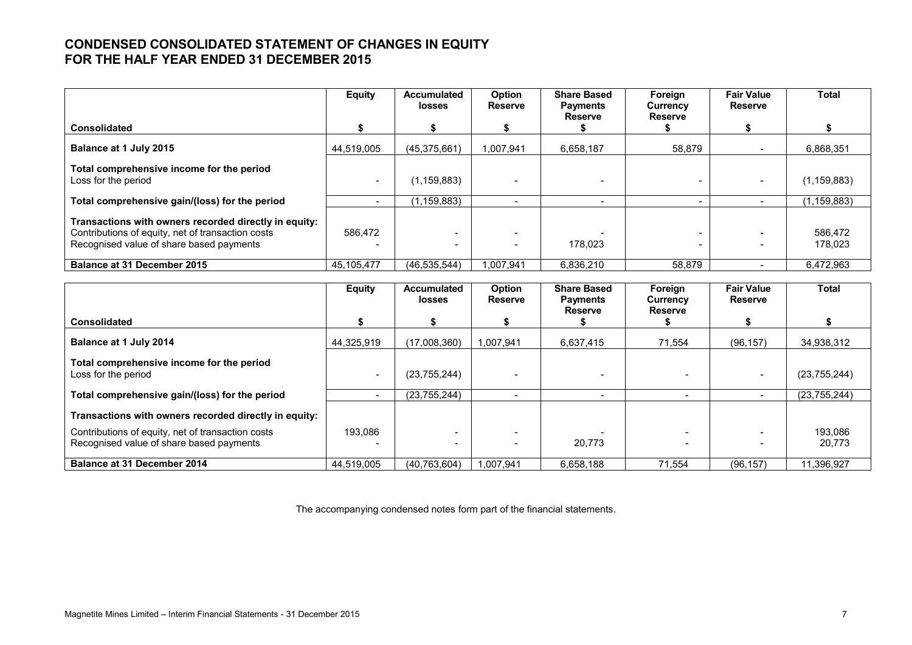# CONDENSED CONSOLIDATED STATEMENT OF CHANGES IN EQUITY
# FOR THE HALF YEAR ENDED 31 DECEMBER 2015

| Consolidated | Equity $ | Accumulated losses $ | Option Reserve $ | Share Based Payments Reserve $ | Foreign Currency Reserve $ | Fair Value Reserve $ | Total $ |
|---|---|---|---|---|---|---|---|
| **Balance at 1 July 2015** | 44,519,005 | (45,375,661) | 1,007,941 | 6,658,187 | 58,879 | - | 6,868,351 |
| **Total comprehensive income for the period** | | | | | | | |
| Loss for the period | - | (1,159,883) | - | - | - | - | (1,159,883) |
| **Total comprehensive gain/(loss) for the period** | - | (1,159,883) | - | - | - | - | (1,159,883) |
| **Transactions with owners recorded directly in equity:** | | | | | | | |
| Contributions of equity, net of transaction costs | 586,472 | - | - | - | - | - | 586,472 |
| Recognised value of share based payments | - | - | - | 178,023 | - | - | 178,023 |
| **Balance at 31 December 2015** | 45,105,477 | (46,535,544) | 1,007,941 | 6,836,210 | 58,879 | - | 6,472,963 |

| Consolidated | Equity $ | Accumulated losses $ | Option Reserve $ | Share Based Payments Reserve $ | Foreign Currency Reserve $ | Fair Value Reserve $ | Total $ |
|---|---|---|---|---|---|---|---|
| **Balance at 1 July 2014** | 44,325,919 | (17,008,360) | 1,007,941 | 6,637,415 | 71,554 | (96,157) | 34,938,312 |
| **Total comprehensive income for the period** | | | | | | | |
| Loss for the period | - | (23,755,244) | - | - | - | - | (23,755,244) |
| **Total comprehensive gain/(loss) for the period** | - | (23,755,244) | - | - | - | - | (23,755,244) |
| **Transactions with owners recorded directly in equity:** | | | | | | | |
| Contributions of equity, net of transaction costs | 193,086 | - | - | - | - | - | 193,086 |
| Recognised value of share based payments | - | - | - | 20,773 | - | - | 20,773 |
| **Balance at 31 December 2014** | 44,519,005 | (40,763,604) | 1,007,941 | 6,658,188 | 71,554 | (96,157) | 11,396,927 |

The accompanying condensed notes form part of the financial statements.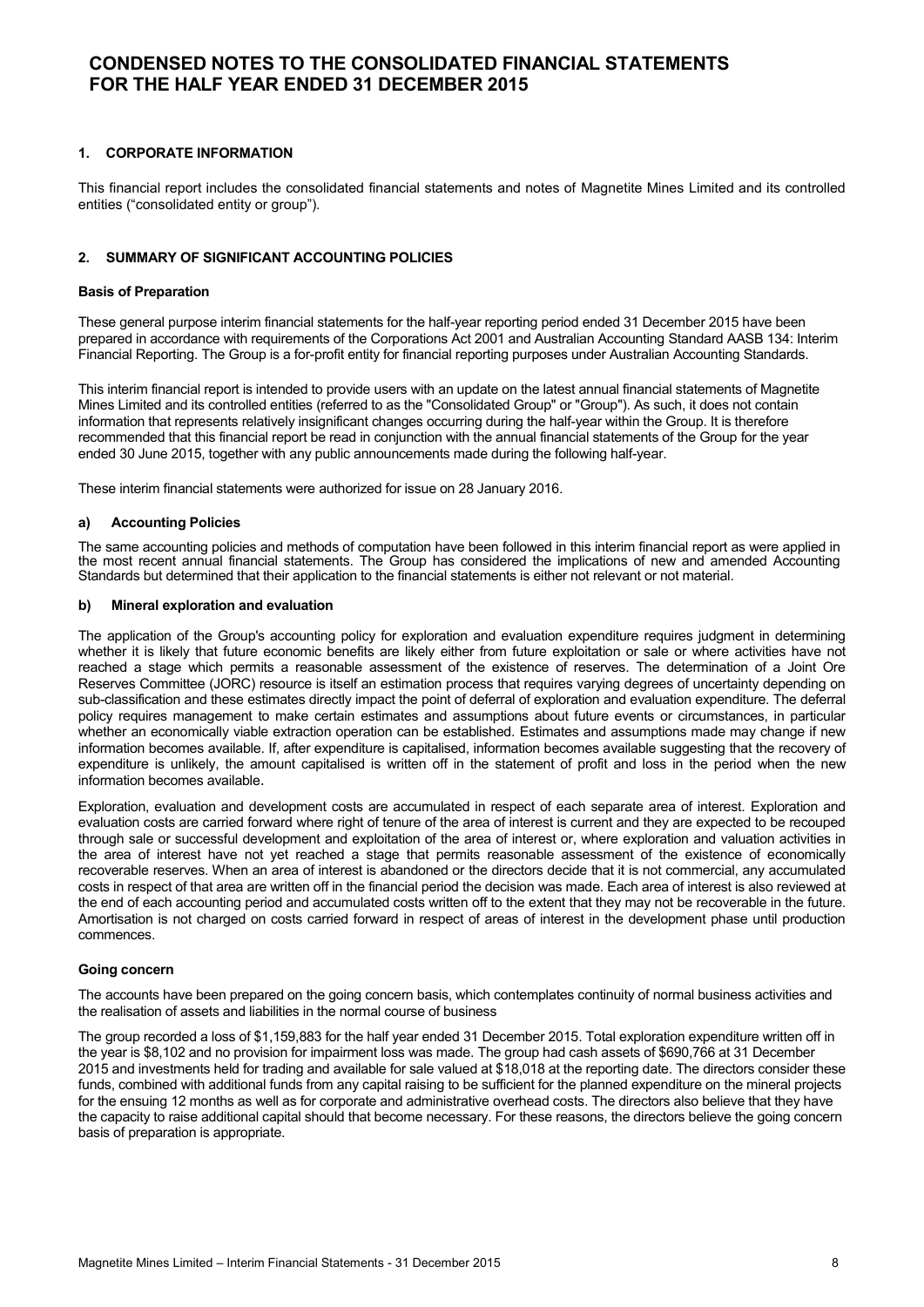# CONDENSED NOTES TO THE CONSOLIDATED FINANCIAL STATEMENTS FOR THE HALF YEAR ENDED 31 DECEMBER 2015

## 1. CORPORATE INFORMATION

This financial report includes the consolidated financial statements and notes of Magnetite Mines Limited and its controlled entities ("consolidated entity or group").

## 2. SUMMARY OF SIGNIFICANT ACCOUNTING POLICIES

### Basis of Preparation

These general purpose interim financial statements for the half-year reporting period ended 31 December 2015 have been prepared in accordance with requirements of the Corporations Act 2001 and Australian Accounting Standard AASB 134: Interim Financial Reporting. The Group is a for-profit entity for financial reporting purposes under Australian Accounting Standards.

This interim financial report is intended to provide users with an update on the latest annual financial statements of Magnetite Mines Limited and its controlled entities (referred to as the "Consolidated Group" or "Group"). As such, it does not contain information that represents relatively insignificant changes occurring during the half-year within the Group. It is therefore recommended that this financial report be read in conjunction with the annual financial statements of the Group for the year ended 30 June 2015, together with any public announcements made during the following half-year.

These interim financial statements were authorized for issue on 28 January 2016.

### a) Accounting Policies

The same accounting policies and methods of computation have been followed in this interim financial report as were applied in the most recent annual financial statements. The Group has considered the implications of new and amended Accounting Standards but determined that their application to the financial statements is either not relevant or not material.

### b) Mineral exploration and evaluation

The application of the Group's accounting policy for exploration and evaluation expenditure requires judgment in determining whether it is likely that future economic benefits are likely either from future exploitation or sale or where activities have not reached a stage which permits a reasonable assessment of the existence of reserves. The determination of a Joint Ore Reserves Committee (JORC) resource is itself an estimation process that requires varying degrees of uncertainty depending on sub-classification and these estimates directly impact the point of deferral of exploration and evaluation expenditure. The deferral policy requires management to make certain estimates and assumptions about future events or circumstances, in particular whether an economically viable extraction operation can be established. Estimates and assumptions made may change if new information becomes available. If, after expenditure is capitalised, information becomes available suggesting that the recovery of expenditure is unlikely, the amount capitalised is written off in the statement of profit and loss in the period when the new information becomes available.

Exploration, evaluation and development costs are accumulated in respect of each separate area of interest. Exploration and evaluation costs are carried forward where right of tenure of the area of interest is current and they are expected to be recouped through sale or successful development and exploitation of the area of interest or, where exploration and valuation activities in the area of interest have not yet reached a stage that permits reasonable assessment of the existence of economically recoverable reserves. When an area of interest is abandoned or the directors decide that it is not commercial, any accumulated costs in respect of that area are written off in the financial period the decision was made. Each area of interest is also reviewed at the end of each accounting period and accumulated costs written off to the extent that they may not be recoverable in the future. Amortisation is not charged on costs carried forward in respect of areas of interest in the development phase until production commences.

### Going concern

The accounts have been prepared on the going concern basis, which contemplates continuity of normal business activities and the realisation of assets and liabilities in the normal course of business

The group recorded a loss of $1,159,883 for the half year ended 31 December 2015. Total exploration expenditure written off in the year is $8,102 and no provision for impairment loss was made. The group had cash assets of $690,766 at 31 December 2015 and investments held for trading and available for sale valued at $18,018 at the reporting date. The directors consider these funds, combined with additional funds from any capital raising to be sufficient for the planned expenditure on the mineral projects for the ensuing 12 months as well as for corporate and administrative overhead costs. The directors also believe that they have the capacity to raise additional capital should that become necessary. For these reasons, the directors believe the going concern basis of preparation is appropriate.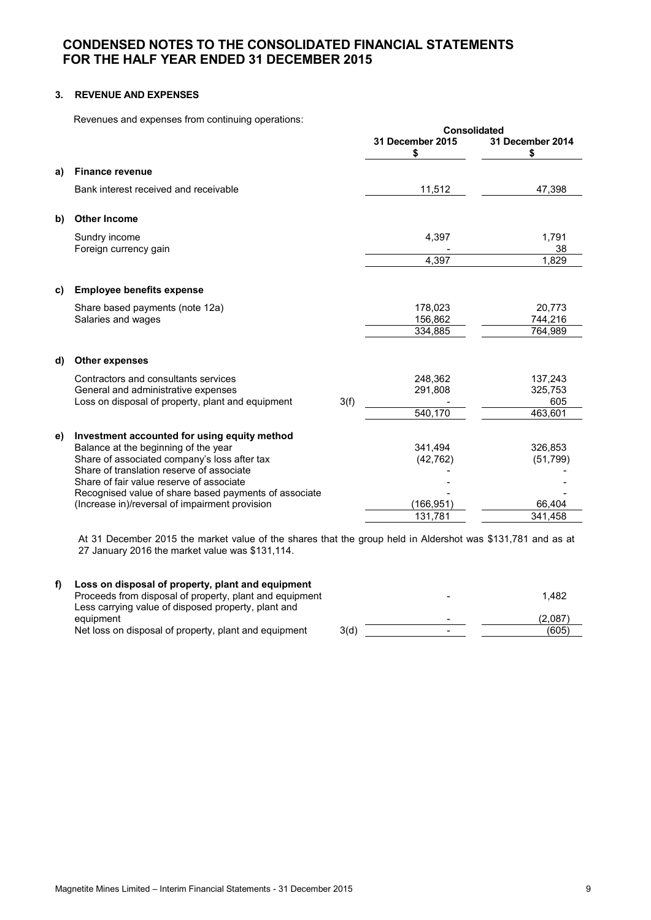# CONDENSED NOTES TO THE CONSOLIDATED FINANCIAL STATEMENTS FOR THE HALF YEAR ENDED 31 DECEMBER 2015

## 3. REVENUE AND EXPENSES

Revenues and expenses from continuing operations:

| | | | Consolidated | |
|---|---|---|---|---|
| | | | 31 December 2015 $ | 31 December 2014 $ |
| **a)** | **Finance revenue** | | | |
| | Bank interest received and receivable | | 11,512 | 47,398 |
| **b)** | **Other Income** | | | |
| | Sundry income | | 4,397 | 1,791 |
| | Foreign currency gain | | - | 38 |
| | | | 4,397 | 1,829 |
| **c)** | **Employee benefits expense** | | | |
| | Share based payments (note 12a) | | 178,023 | 20,773 |
| | Salaries and wages | | 156,862 | 744,216 |
| | | | 334,885 | 764,989 |
| **d)** | **Other expenses** | | | |
| | Contractors and consultants services | | 248,362 | 137,243 |
| | General and administrative expenses | | 291,808 | 325,753 |
| | Loss on disposal of property, plant and equipment | 3(f) | - | 605 |
| | | | 540,170 | 463,601 |
| **e)** | **Investment accounted for using equity method** | | | |
| | Balance at the beginning of the year | | 341,494 | 326,853 |
| | Share of associated company's loss after tax | | (42,762) | (51,799) |
| | Share of translation reserve of associate | | - | - |
| | Share of fair value reserve of associate | | - | - |
| | Recognised value of share based payments of associate | | - | - |
| | (Increase in)/reversal of impairment provision | | (166,951) | 66,404 |
| | | | 131,781 | 341,458 |

At 31 December 2015 the market value of the shares that the group held in Aldershot was $131,781 and as at 27 January 2016 the market value was $131,114.

| | | | | |
|---|---|---|---|---|
| **f)** | **Loss on disposal of property, plant and equipment** | | | |
| | Proceeds from disposal of property, plant and equipment | | - | 1,482 |
| | Less carrying value of disposed property, plant and equipment | | - | (2,087) |
| | Net loss on disposal of property, plant and equipment | 3(d) | - | (605) |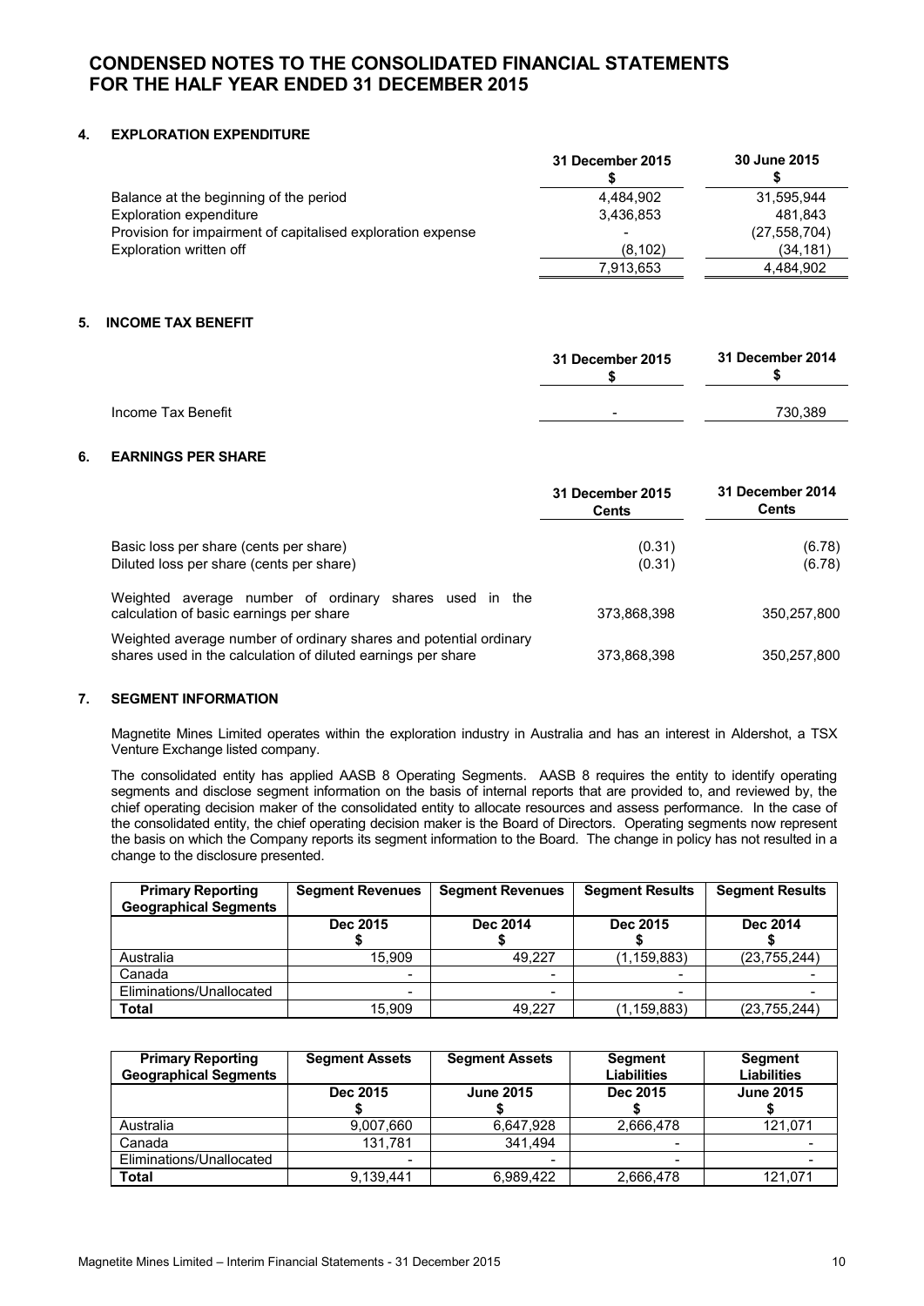# CONDENSED NOTES TO THE CONSOLIDATED FINANCIAL STATEMENTS FOR THE HALF YEAR ENDED 31 DECEMBER 2015

## 4. EXPLORATION EXPENDITURE

| | 31 December 2015 $ | 30 June 2015 $ |
|---|---|---|
| Balance at the beginning of the period | 4,484,902 | 31,595,944 |
| Exploration expenditure | 3,436,853 | 481,843 |
| Provision for impairment of capitalised exploration expense | - | (27,558,704) |
| Exploration written off | (8,102) | (34,181) |
| | 7,913,653 | 4,484,902 |

## 5. INCOME TAX BENEFIT

| | 31 December 2015 $ | 31 December 2014 $ |
|---|---|---|
| Income Tax Benefit | - | 730,389 |

## 6. EARNINGS PER SHARE

| | 31 December 2015 Cents | 31 December 2014 Cents |
|---|---|---|
| Basic loss per share (cents per share) | (0.31) | (6.78) |
| Diluted loss per share (cents per share) | (0.31) | (6.78) |
| Weighted average number of ordinary shares used in the calculation of basic earnings per share | 373,868,398 | 350,257,800 |
| Weighted average number of ordinary shares and potential ordinary shares used in the calculation of diluted earnings per share | 373,868,398 | 350,257,800 |

## 7. SEGMENT INFORMATION

Magnetite Mines Limited operates within the exploration industry in Australia and has an interest in Aldershot, a TSX Venture Exchange listed company.

The consolidated entity has applied AASB 8 Operating Segments. AASB 8 requires the entity to identify operating segments and disclose segment information on the basis of internal reports that are provided to, and reviewed by, the chief operating decision maker of the consolidated entity to allocate resources and assess performance. In the case of the consolidated entity, the chief operating decision maker is the Board of Directors. Operating segments now represent the basis on which the Company reports its segment information to the Board. The change in policy has not resulted in a change to the disclosure presented.

| Primary Reporting Geographical Segments | Segment Revenues | Segment Revenues | Segment Results | Segment Results |
|---|---|---|---|---|
| | Dec 2015 $ | Dec 2014 $ | Dec 2015 $ | Dec 2014 $ |
| Australia | 15,909 | 49,227 | (1,159,883) | (23,755,244) |
| Canada | - | - | - | - |
| Eliminations/Unallocated | - | - | - | - |
| **Total** | 15,909 | 49,227 | (1,159,883) | (23,755,244) |

| Primary Reporting Geographical Segments | Segment Assets | Segment Assets | Segment Liabilities | Segment Liabilities |
|---|---|---|---|---|
| | Dec 2015 $ | June 2015 $ | Dec 2015 $ | June 2015 $ |
| Australia | 9,007,660 | 6,647,928 | 2,666,478 | 121,071 |
| Canada | 131,781 | 341,494 | - | - |
| Eliminations/Unallocated | - | - | - | - |
| **Total** | 9,139,441 | 6,989,422 | 2,666,478 | 121,071 |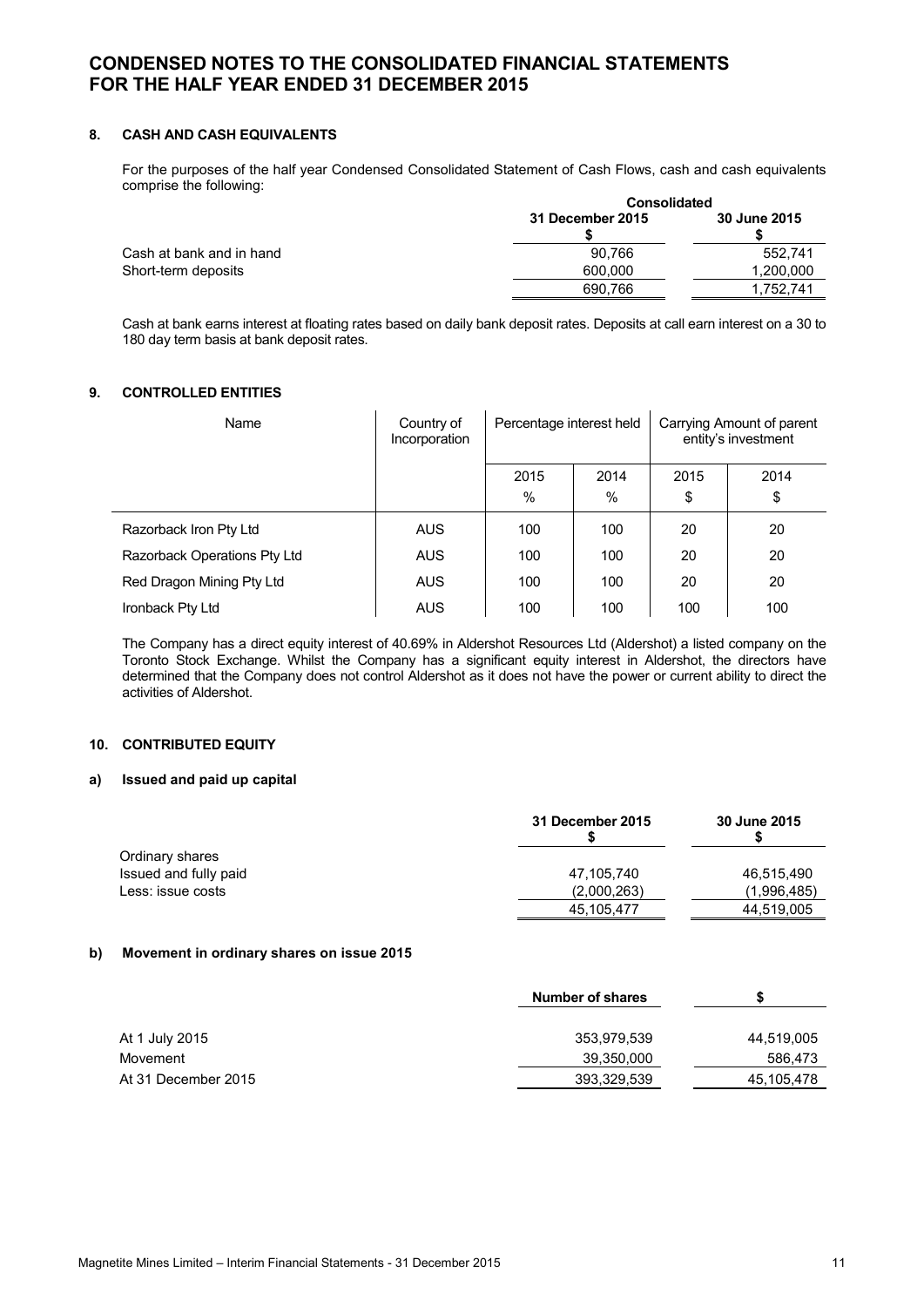# CONDENSED NOTES TO THE CONSOLIDATED FINANCIAL STATEMENTS FOR THE HALF YEAR ENDED 31 DECEMBER 2015

## 8. CASH AND CASH EQUIVALENTS

For the purposes of the half year Condensed Consolidated Statement of Cash Flows, cash and cash equivalents comprise the following:

| | Consolidated | |
|---|---|---|
| | 31 December 2015<br>$ | 30 June 2015<br>$ |
| Cash at bank and in hand | 90,766 | 552,741 |
| Short-term deposits | 600,000 | 1,200,000 |
| | 690,766 | 1,752,741 |

Cash at bank earns interest at floating rates based on daily bank deposit rates. Deposits at call earn interest on a 30 to 180 day term basis at bank deposit rates.

## 9. CONTROLLED ENTITIES

| Name | Country of Incorporation | Percentage interest held | | Carrying Amount of parent entity's investment | |
|---|---|---|---|---|---|
| | | 2015<br>% | 2014<br>% | 2015<br>$ | 2014<br>$ |
| Razorback Iron Pty Ltd | AUS | 100 | 100 | 20 | 20 |
| Razorback Operations Pty Ltd | AUS | 100 | 100 | 20 | 20 |
| Red Dragon Mining Pty Ltd | AUS | 100 | 100 | 20 | 20 |
| Ironback Pty Ltd | AUS | 100 | 100 | 100 | 100 |

The Company has a direct equity interest of 40.69% in Aldershot Resources Ltd (Aldershot) a listed company on the Toronto Stock Exchange. Whilst the Company has a significant equity interest in Aldershot, the directors have determined that the Company does not control Aldershot as it does not have the power or current ability to direct the activities of Aldershot.

## 10. CONTRIBUTED EQUITY

### a) Issued and paid up capital

| | 31 December 2015<br>$ | 30 June 2015<br>$ |
|---|---|---|
| Ordinary shares | | |
| Issued and fully paid | 47,105,740 | 46,515,490 |
| Less: issue costs | (2,000,263) | (1,996,485) |
| | 45,105,477 | 44,519,005 |

### b) Movement in ordinary shares on issue 2015

| | Number of shares | $ |
|---|---|---|
| At 1 July 2015 | 353,979,539 | 44,519,005 |
| Movement | 39,350,000 | 586,473 |
| At 31 December 2015 | 393,329,539 | 45,105,478 |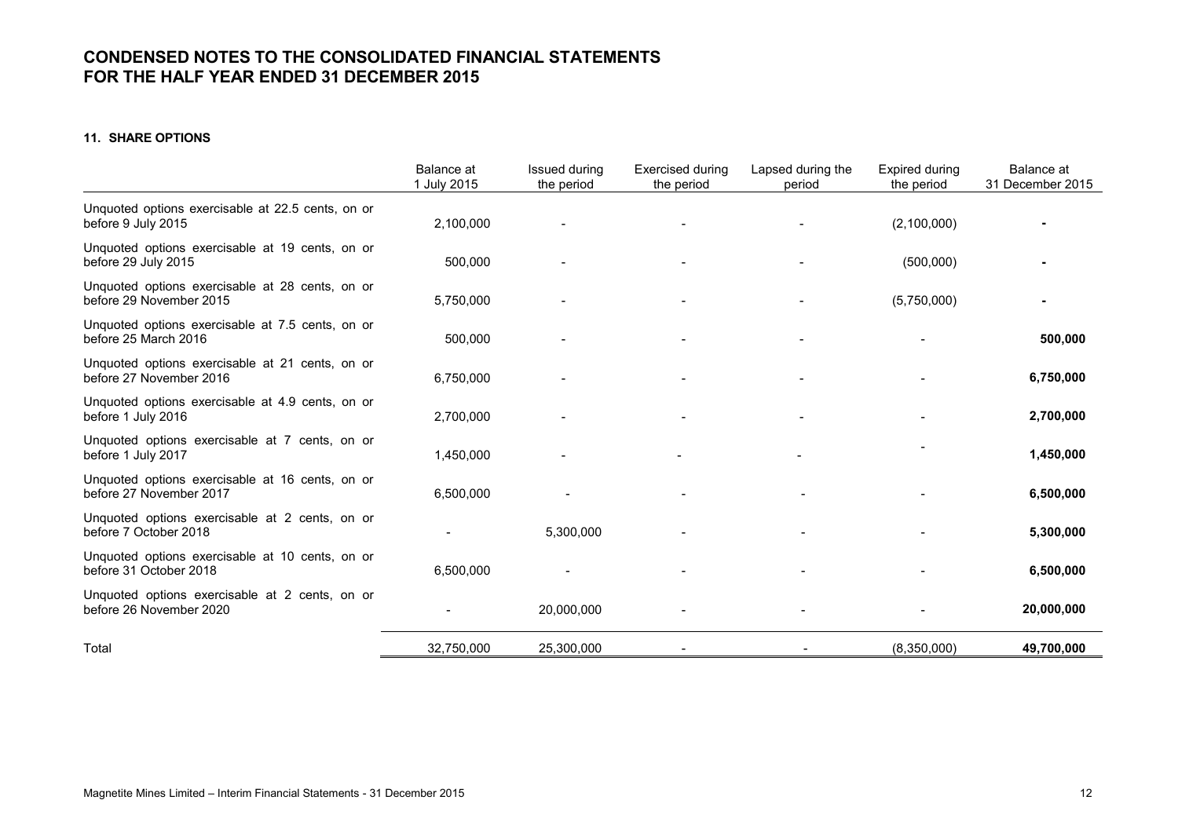## CONDENSED NOTES TO THE CONSOLIDATED FINANCIAL STATEMENTS FOR THE HALF YEAR ENDED 31 DECEMBER 2015

### 11. SHARE OPTIONS

| | Balance at 1 July 2015 | Issued during the period | Exercised during the period | Lapsed during the period | Expired during the period | Balance at 31 December 2015 |
|---|---|---|---|---|---|---|
| Unquoted options exercisable at 22.5 cents, on or before 9 July 2015 | 2,100,000 | - | - | - | (2,100,000) | **-** |
| Unquoted options exercisable at 19 cents, on or before 29 July 2015 | 500,000 | - | - | - | (500,000) | **-** |
| Unquoted options exercisable at 28 cents, on or before 29 November 2015 | 5,750,000 | - | - | - | (5,750,000) | **-** |
| Unquoted options exercisable at 7.5 cents, on or before 25 March 2016 | 500,000 | - | - | - | - | **500,000** |
| Unquoted options exercisable at 21 cents, on or before 27 November 2016 | 6,750,000 | - | - | - | - | **6,750,000** |
| Unquoted options exercisable at 4.9 cents, on or before 1 July 2016 | 2,700,000 | - | - | - | - | **2,700,000** |
| Unquoted options exercisable at 7 cents, on or before 1 July 2017 | 1,450,000 | - | - | - | - | **1,450,000** |
| Unquoted options exercisable at 16 cents, on or before 27 November 2017 | 6,500,000 | - | - | - | - | **6,500,000** |
| Unquoted options exercisable at 2 cents, on or before 7 October 2018 | - | 5,300,000 | - | - | - | **5,300,000** |
| Unquoted options exercisable at 10 cents, on or before 31 October 2018 | 6,500,000 | - | - | - | - | **6,500,000** |
| Unquoted options exercisable at 2 cents, on or before 26 November 2020 | - | 20,000,000 | - | - | - | **20,000,000** |
| Total | 32,750,000 | 25,300,000 | - | - | (8,350,000) | **49,700,000** |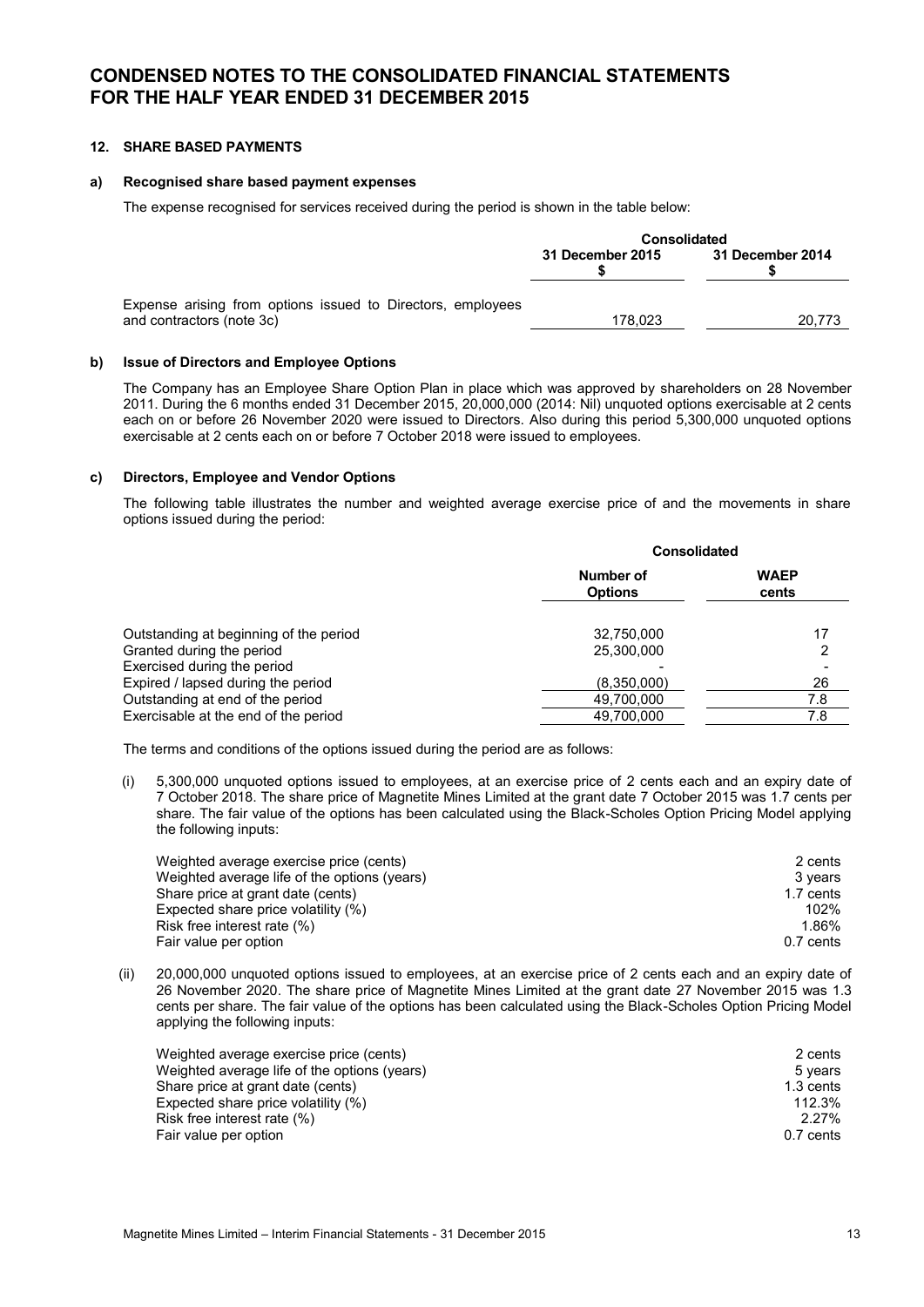# CONDENSED NOTES TO THE CONSOLIDATED FINANCIAL STATEMENTS FOR THE HALF YEAR ENDED 31 DECEMBER 2015

## 12. SHARE BASED PAYMENTS

### a) Recognised share based payment expenses

The expense recognised for services received during the period is shown in the table below:

| | Consolidated | |
|---|---|---|
| | 31 December 2015 $ | 31 December 2014 $ |
| Expense arising from options issued to Directors, employees and contractors (note 3c) | 178,023 | 20,773 |

### b) Issue of Directors and Employee Options

The Company has an Employee Share Option Plan in place which was approved by shareholders on 28 November 2011. During the 6 months ended 31 December 2015, 20,000,000 (2014: Nil) unquoted options exercisable at 2 cents each on or before 26 November 2020 were issued to Directors. Also during this period 5,300,000 unquoted options exercisable at 2 cents each on or before 7 October 2018 were issued to employees.

### c) Directors, Employee and Vendor Options

The following table illustrates the number and weighted average exercise price of and the movements in share options issued during the period:

| | Consolidated | |
|---|---|---|
| | Number of Options | WAEP cents |
| Outstanding at beginning of the period | 32,750,000 | 17 |
| Granted during the period | 25,300,000 | 2 |
| Exercised during the period | - | - |
| Expired / lapsed during the period | (8,350,000) | 26 |
| Outstanding at end of the period | 49,700,000 | 7.8 |
| Exercisable at the end of the period | 49,700,000 | 7.8 |

The terms and conditions of the options issued during the period are as follows:

(i) 5,300,000 unquoted options issued to employees, at an exercise price of 2 cents each and an expiry date of 7 October 2018. The share price of Magnetite Mines Limited at the grant date 7 October 2015 was 1.7 cents per share. The fair value of the options has been calculated using the Black-Scholes Option Pricing Model applying the following inputs:

| | |
|---|---|
| Weighted average exercise price (cents) | 2 cents |
| Weighted average life of the options (years) | 3 years |
| Share price at grant date (cents) | 1.7 cents |
| Expected share price volatility (%) | 102% |
| Risk free interest rate (%) | 1.86% |
| Fair value per option | 0.7 cents |

(ii) 20,000,000 unquoted options issued to employees, at an exercise price of 2 cents each and an expiry date of 26 November 2020. The share price of Magnetite Mines Limited at the grant date 27 November 2015 was 1.3 cents per share. The fair value of the options has been calculated using the Black-Scholes Option Pricing Model applying the following inputs:

| | |
|---|---|
| Weighted average exercise price (cents) | 2 cents |
| Weighted average life of the options (years) | 5 years |
| Share price at grant date (cents) | 1.3 cents |
| Expected share price volatility (%) | 112.3% |
| Risk free interest rate (%) | 2.27% |
| Fair value per option | 0.7 cents |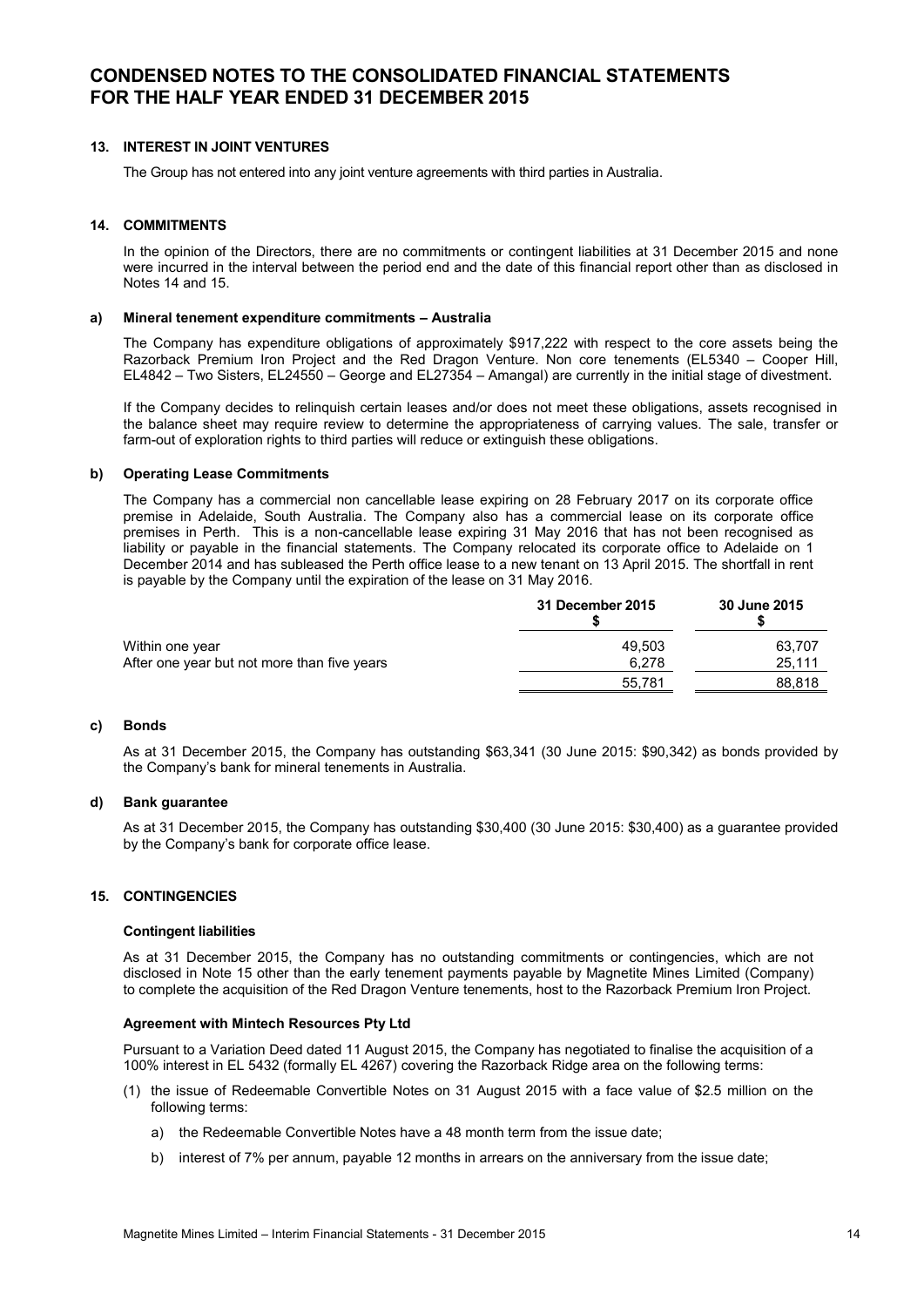# CONDENSED NOTES TO THE CONSOLIDATED FINANCIAL STATEMENTS FOR THE HALF YEAR ENDED 31 DECEMBER 2015

## 13. INTEREST IN JOINT VENTURES

The Group has not entered into any joint venture agreements with third parties in Australia.

## 14. COMMITMENTS

In the opinion of the Directors, there are no commitments or contingent liabilities at 31 December 2015 and none were incurred in the interval between the period end and the date of this financial report other than as disclosed in Notes 14 and 15.

### a) Mineral tenement expenditure commitments – Australia

The Company has expenditure obligations of approximately $917,222 with respect to the core assets being the Razorback Premium Iron Project and the Red Dragon Venture. Non core tenements (EL5340 – Cooper Hill, EL4842 – Two Sisters, EL24550 – George and EL27354 – Amangal) are currently in the initial stage of divestment.

If the Company decides to relinquish certain leases and/or does not meet these obligations, assets recognised in the balance sheet may require review to determine the appropriateness of carrying values. The sale, transfer or farm-out of exploration rights to third parties will reduce or extinguish these obligations.

### b) Operating Lease Commitments

The Company has a commercial non cancellable lease expiring on 28 February 2017 on its corporate office premise in Adelaide, South Australia. The Company also has a commercial lease on its corporate office premises in Perth. This is a non-cancellable lease expiring 31 May 2016 that has not been recognised as liability or payable in the financial statements. The Company relocated its corporate office to Adelaide on 1 December 2014 and has subleased the Perth office lease to a new tenant on 13 April 2015. The shortfall in rent is payable by the Company until the expiration of the lease on 31 May 2016.

| | 31 December 2015 $ | 30 June 2015 $ |
|---|---|---|
| Within one year | 49,503 | 63,707 |
| After one year but not more than five years | 6,278 | 25,111 |
| | 55,781 | 88,818 |

### c) Bonds

As at 31 December 2015, the Company has outstanding $63,341 (30 June 2015: $90,342) as bonds provided by the Company's bank for mineral tenements in Australia.

### d) Bank guarantee

As at 31 December 2015, the Company has outstanding $30,400 (30 June 2015: $30,400) as a guarantee provided by the Company's bank for corporate office lease.

## 15. CONTINGENCIES

**Contingent liabilities**

As at 31 December 2015, the Company has no outstanding commitments or contingencies, which are not disclosed in Note 15 other than the early tenement payments payable by Magnetite Mines Limited (Company) to complete the acquisition of the Red Dragon Venture tenements, host to the Razorback Premium Iron Project.

**Agreement with Mintech Resources Pty Ltd**

Pursuant to a Variation Deed dated 11 August 2015, the Company has negotiated to finalise the acquisition of a 100% interest in EL 5432 (formally EL 4267) covering the Razorback Ridge area on the following terms:

(1) the issue of Redeemable Convertible Notes on 31 August 2015 with a face value of $2.5 million on the following terms:

   a) the Redeemable Convertible Notes have a 48 month term from the issue date;

   b) interest of 7% per annum, payable 12 months in arrears on the anniversary from the issue date;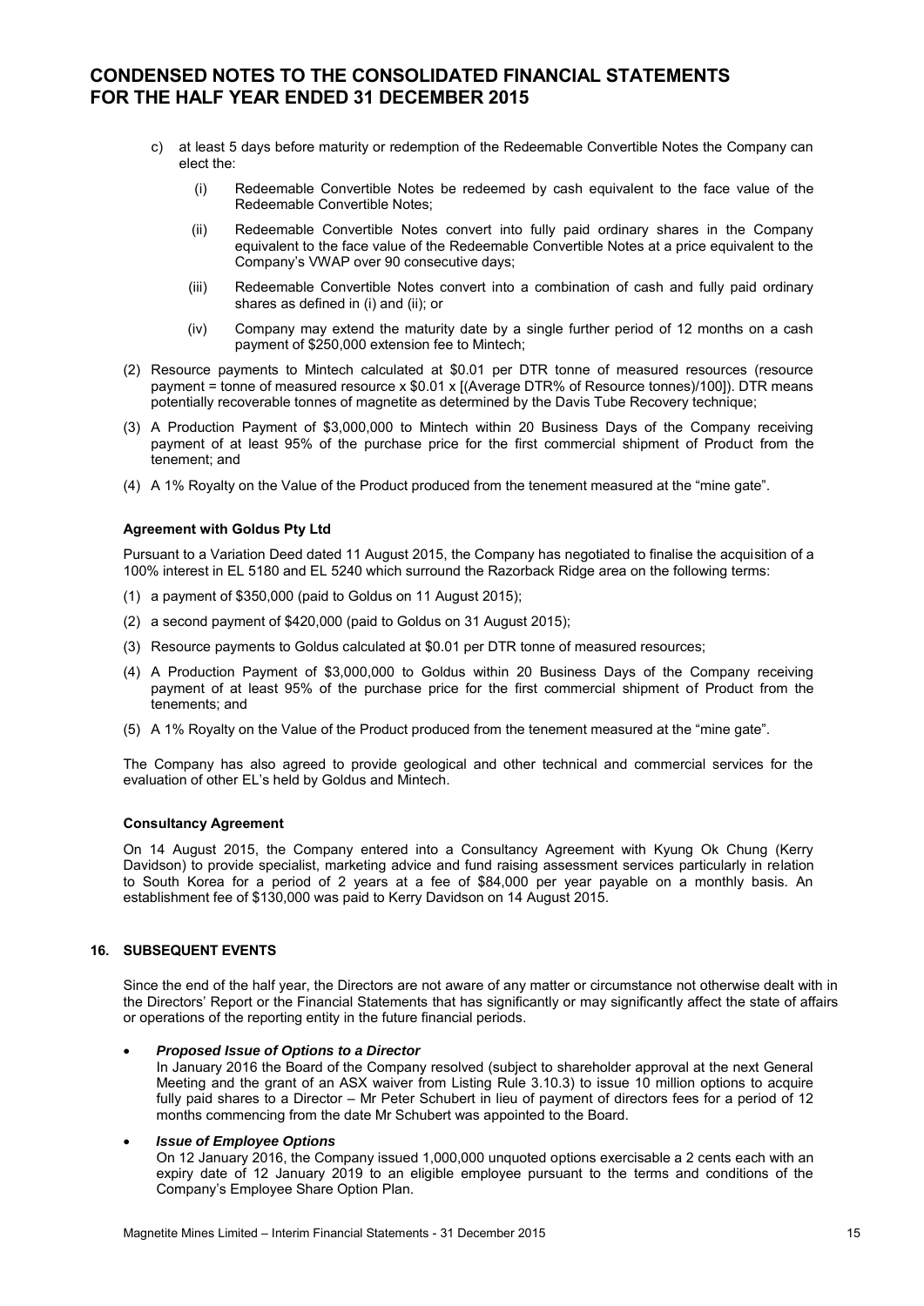# CONDENSED NOTES TO THE CONSOLIDATED FINANCIAL STATEMENTS FOR THE HALF YEAR ENDED 31 DECEMBER 2015

c) at least 5 days before maturity or redemption of the Redeemable Convertible Notes the Company can elect the:

   (i) Redeemable Convertible Notes be redeemed by cash equivalent to the face value of the Redeemable Convertible Notes;

   (ii) Redeemable Convertible Notes convert into fully paid ordinary shares in the Company equivalent to the face value of the Redeemable Convertible Notes at a price equivalent to the Company's VWAP over 90 consecutive days;

   (iii) Redeemable Convertible Notes convert into a combination of cash and fully paid ordinary shares as defined in (i) and (ii); or

   (iv) Company may extend the maturity date by a single further period of 12 months on a cash payment of $250,000 extension fee to Mintech;

(2) Resource payments to Mintech calculated at $0.01 per DTR tonne of measured resources (resource payment = tonne of measured resource x $0.01 x [(Average DTR% of Resource tonnes)/100]). DTR means potentially recoverable tonnes of magnetite as determined by the Davis Tube Recovery technique;

(3) A Production Payment of $3,000,000 to Mintech within 20 Business Days of the Company receiving payment of at least 95% of the purchase price for the first commercial shipment of Product from the tenement; and

(4) A 1% Royalty on the Value of the Product produced from the tenement measured at the "mine gate".

**Agreement with Goldus Pty Ltd**

Pursuant to a Variation Deed dated 11 August 2015, the Company has negotiated to finalise the acquisition of a 100% interest in EL 5180 and EL 5240 which surround the Razorback Ridge area on the following terms:

(1) a payment of $350,000 (paid to Goldus on 11 August 2015);

(2) a second payment of $420,000 (paid to Goldus on 31 August 2015);

(3) Resource payments to Goldus calculated at $0.01 per DTR tonne of measured resources;

(4) A Production Payment of $3,000,000 to Goldus within 20 Business Days of the Company receiving payment of at least 95% of the purchase price for the first commercial shipment of Product from the tenements; and

(5) A 1% Royalty on the Value of the Product produced from the tenement measured at the "mine gate".

The Company has also agreed to provide geological and other technical and commercial services for the evaluation of other EL's held by Goldus and Mintech.

**Consultancy Agreement**

On 14 August 2015, the Company entered into a Consultancy Agreement with Kyung Ok Chung (Kerry Davidson) to provide specialist, marketing advice and fund raising assessment services particularly in relation to South Korea for a period of 2 years at a fee of $84,000 per year payable on a monthly basis. An establishment fee of $130,000 was paid to Kerry Davidson on 14 August 2015.

## 16. SUBSEQUENT EVENTS

Since the end of the half year, the Directors are not aware of any matter or circumstance not otherwise dealt with in the Directors' Report or the Financial Statements that has significantly or may significantly affect the state of affairs or operations of the reporting entity in the future financial periods.

- ***Proposed Issue of Options to a Director***
  In January 2016 the Board of the Company resolved (subject to shareholder approval at the next General Meeting and the grant of an ASX waiver from Listing Rule 3.10.3) to issue 10 million options to acquire fully paid shares to a Director – Mr Peter Schubert in lieu of payment of directors fees for a period of 12 months commencing from the date Mr Schubert was appointed to the Board.

- ***Issue of Employee Options***
  On 12 January 2016, the Company issued 1,000,000 unquoted options exercisable a 2 cents each with an expiry date of 12 January 2019 to an eligible employee pursuant to the terms and conditions of the Company's Employee Share Option Plan.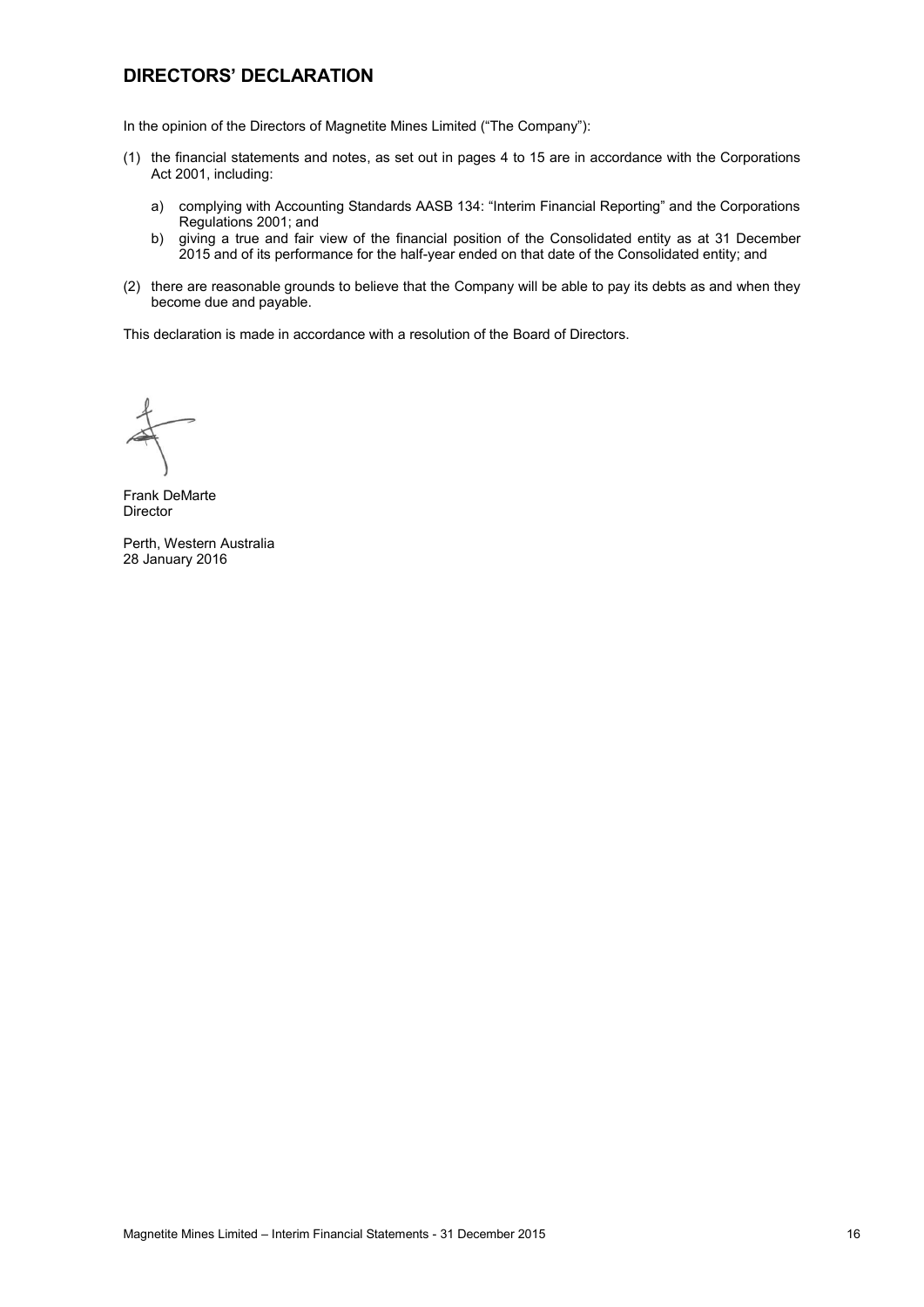## DIRECTORS' DECLARATION

In the opinion of the Directors of Magnetite Mines Limited ("The Company"):

(1) the financial statements and notes, as set out in pages 4 to 15 are in accordance with the Corporations Act 2001, including:

   a) complying with Accounting Standards AASB 134: "Interim Financial Reporting" and the Corporations Regulations 2001; and
   b) giving a true and fair view of the financial position of the Consolidated entity as at 31 December 2015 and of its performance for the half-year ended on that date of the Consolidated entity; and

(2) there are reasonable grounds to believe that the Company will be able to pay its debts as and when they become due and payable.

This declaration is made in accordance with a resolution of the Board of Directors.

Frank DeMarte
Director

Perth, Western Australia
28 January 2016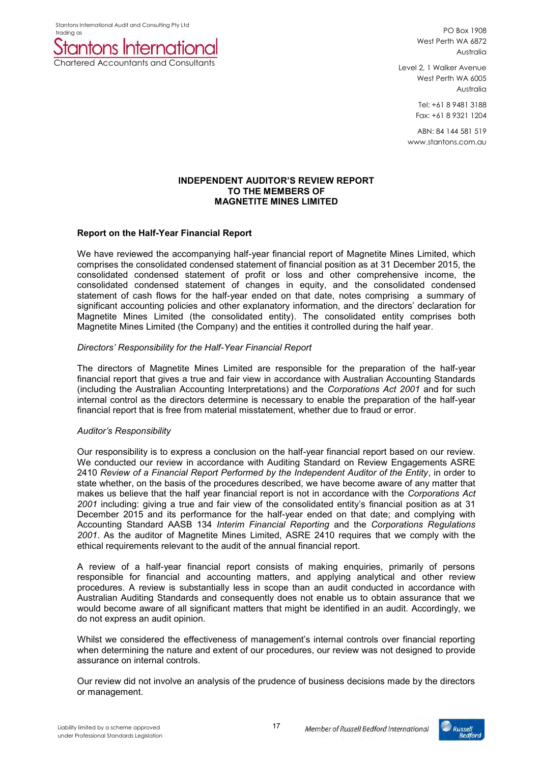Stantons International Audit and Consulting Pty Ltd trading as

**Stantons International**
Chartered Accountants and Consultants

PO Box 1908
West Perth WA 6872
Australia

Level 2, 1 Walker Avenue
West Perth WA 6005
Australia

Tel: +61 8 9481 3188
Fax: +61 8 9321 1204

ABN: 84 144 581 519
www.stantons.com.au

**INDEPENDENT AUDITOR'S REVIEW REPORT**
**TO THE MEMBERS OF**
**MAGNETITE MINES LIMITED**

**Report on the Half-Year Financial Report**

We have reviewed the accompanying half-year financial report of Magnetite Mines Limited, which comprises the consolidated condensed statement of financial position as at 31 December 2015, the consolidated condensed statement of profit or loss and other comprehensive income, the consolidated condensed statement of changes in equity, and the consolidated condensed statement of cash flows for the half-year ended on that date, notes comprising a summary of significant accounting policies and other explanatory information, and the directors' declaration for Magnetite Mines Limited (the consolidated entity). The consolidated entity comprises both Magnetite Mines Limited (the Company) and the entities it controlled during the half year.

*Directors' Responsibility for the Half-Year Financial Report*

The directors of Magnetite Mines Limited are responsible for the preparation of the half-year financial report that gives a true and fair view in accordance with Australian Accounting Standards (including the Australian Accounting Interpretations) and the *Corporations Act 2001* and for such internal control as the directors determine is necessary to enable the preparation of the half-year financial report that is free from material misstatement, whether due to fraud or error.

*Auditor's Responsibility*

Our responsibility is to express a conclusion on the half-year financial report based on our review. We conducted our review in accordance with Auditing Standard on Review Engagements ASRE 2410 *Review of a Financial Report Performed by the Independent Auditor of the Entity*, in order to state whether, on the basis of the procedures described, we have become aware of any matter that makes us believe that the half year financial report is not in accordance with the *Corporations Act 2001* including: giving a true and fair view of the consolidated entity's financial position as at 31 December 2015 and its performance for the half-year ended on that date; and complying with Accounting Standard AASB 134 *Interim Financial Reporting* and the *Corporations Regulations 2001*. As the auditor of Magnetite Mines Limited, ASRE 2410 requires that we comply with the ethical requirements relevant to the audit of the annual financial report.

A review of a half-year financial report consists of making enquiries, primarily of persons responsible for financial and accounting matters, and applying analytical and other review procedures. A review is substantially less in scope than an audit conducted in accordance with Australian Auditing Standards and consequently does not enable us to obtain assurance that we would become aware of all significant matters that might be identified in an audit. Accordingly, we do not express an audit opinion.

Whilst we considered the effectiveness of management's internal controls over financial reporting when determining the nature and extent of our procedures, our review was not designed to provide assurance on internal controls.

Our review did not involve an analysis of the prudence of business decisions made by the directors or management.

Liability limited by a scheme approved under Professional Standards Legislation

Member of Russell Bedford International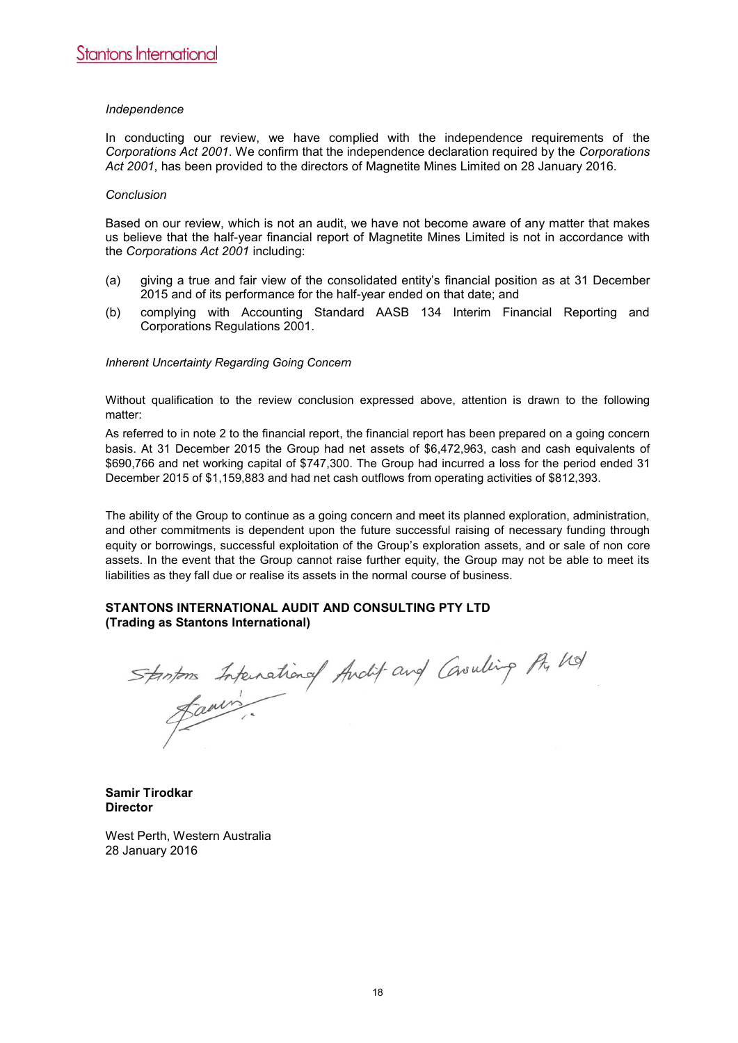*Independence*

In conducting our review, we have complied with the independence requirements of the *Corporations Act 2001*. We confirm that the independence declaration required by the *Corporations Act 2001*, has been provided to the directors of Magnetite Mines Limited on 28 January 2016.

*Conclusion*

Based on our review, which is not an audit, we have not become aware of any matter that makes us believe that the half-year financial report of Magnetite Mines Limited is not in accordance with the *Corporations Act 2001* including:

(a) giving a true and fair view of the consolidated entity's financial position as at 31 December 2015 and of its performance for the half-year ended on that date; and

(b) complying with Accounting Standard AASB 134 Interim Financial Reporting and Corporations Regulations 2001.

*Inherent Uncertainty Regarding Going Concern*

Without qualification to the review conclusion expressed above, attention is drawn to the following matter:

As referred to in note 2 to the financial report, the financial report has been prepared on a going concern basis. At 31 December 2015 the Group had net assets of $6,472,963, cash and cash equivalents of $690,766 and net working capital of $747,300. The Group had incurred a loss for the period ended 31 December 2015 of $1,159,883 and had net cash outflows from operating activities of $812,393.

The ability of the Group to continue as a going concern and meet its planned exploration, administration, and other commitments is dependent upon the future successful raising of necessary funding through equity or borrowings, successful exploitation of the Group's exploration assets, and or sale of non core assets. In the event that the Group cannot raise further equity, the Group may not be able to meet its liabilities as they fall due or realise its assets in the normal course of business.

**STANTONS INTERNATIONAL AUDIT AND CONSULTING PTY LTD**
**(Trading as Stantons International)**

Stantons International Audit and Consulting Pty Ltd

**Samir Tirodkar**
**Director**

West Perth, Western Australia
28 January 2016